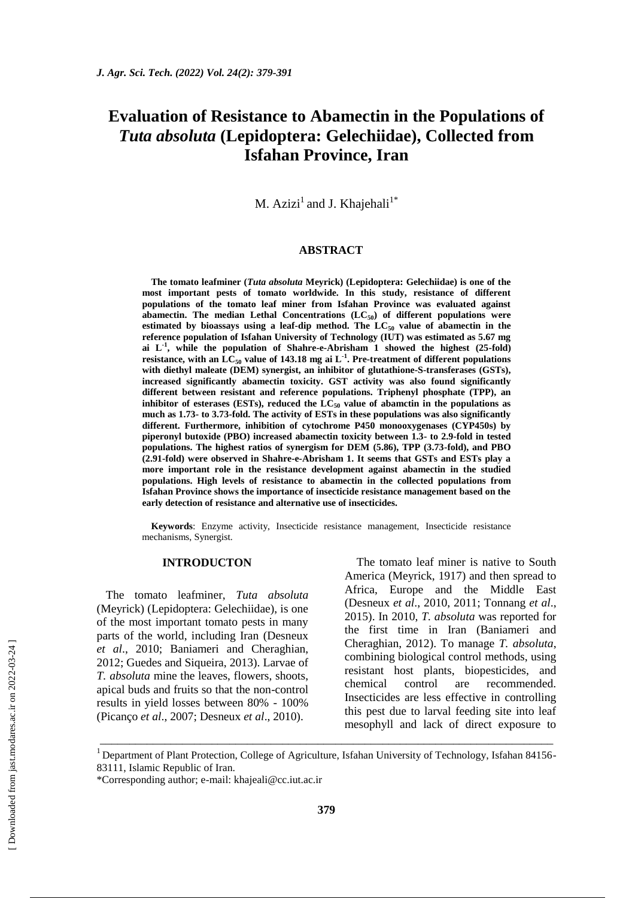# Evaluation of Resistance to Abamectin in the Populations of *Tuta absoluta* (Lepidoptera: Gelechiidae), Collected from Isfahan Province, Iran

M. Azizi[1] and J. Khajehali[1*]

## ABSTRACT

**The tomato leafminer (*Tuta absoluta* Meyrick) (Lepidoptera: Gelechiidae) is one of the most important pests of tomato worldwide. In this study, resistance of different populations of the tomato leaf miner from Isfahan Province was evaluated against abamectin. The median Lethal Concentrations ($LC_{50}$) of different populations were estimated by bioassays using a leaf-dip method. The $LC_{50}$ value of abamectin in the reference population of Isfahan University of Technology (IUT) was estimated as 5.67 mg ai $L^{-1}$, while the population of Shahre-e-Abrisham 1 showed the highest (25-fold) resistance, with an $LC_{50}$ value of 143.18 mg ai $L^{-1}$. Pre-treatment of different populations with diethyl maleate (DEM) synergist, an inhibitor of glutathione-S-transferases (GSTs), increased significantly abamectin toxicity. GST activity was also found significantly different between resistant and reference populations. Triphenyl phosphate (TPP), an inhibitor of esterases (ESTs), reduced the $LC_{50}$ value of abamctin in the populations as much as 1.73- to 3.73-fold. The activity of ESTs in these populations was also significantly different. Furthermore, inhibition of cytochrome P450 monooxygenases (CYP450s) by piperonyl butoxide (PBO) increased abamectin toxicity between 1.3- to 2.9-fold in tested populations. The highest ratios of synergism for DEM (5.86), TPP (3.73-fold), and PBO (2.91-fold) were observed in Shahre-e-Abrisham 1. It seems that GSTs and ESTs play a more important role in the resistance development against abamectin in the studied populations. High levels of resistance to abamectin in the collected populations from Isfahan Province shows the importance of insecticide resistance management based on the early detection of resistance and alternative use of insecticides.**

**Keywords**: Enzyme activity, Insecticide resistance management, Insecticide resistance mechanisms, Synergist.

## INTRODUCTON

The tomato leafminer, *Tuta absoluta* (Meyrick) (Lepidoptera: Gelechiidae), is one of the most important tomato pests in many parts of the world, including Iran (Desneux *et al*., 2010; Baniameri and Cheraghian, 2012; Guedes and Siqueira, 2013). Larvae of *T. absoluta* mine the leaves, flowers, shoots, apical buds and fruits so that the non-control results in yield losses between 80% - 100% (Picanço *et al*., 2007; Desneux *et al*., 2010).

The tomato leaf miner is native to South America (Meyrick, 1917) and then spread to Africa, Europe and the Middle East (Desneux *et al*., 2010, 2011; Tonnang *et al*., 2015). In 2010, *T. absoluta* was reported for the first time in Iran (Baniameri and Cheraghian, 2012). To manage *T. absoluta*, combining biological control methods, using resistant host plants, biopesticides, and chemical control are recommended. Insecticides are less effective in controlling this pest due to larval feeding site into leaf mesophyll and lack of direct exposure to

---

[1] Department of Plant Protection, College of Agriculture, Isfahan University of Technology, Isfahan 84156-83111, Islamic Republic of Iran.

*Corresponding author; e-mail: khajeali@cc.iut.ac.ir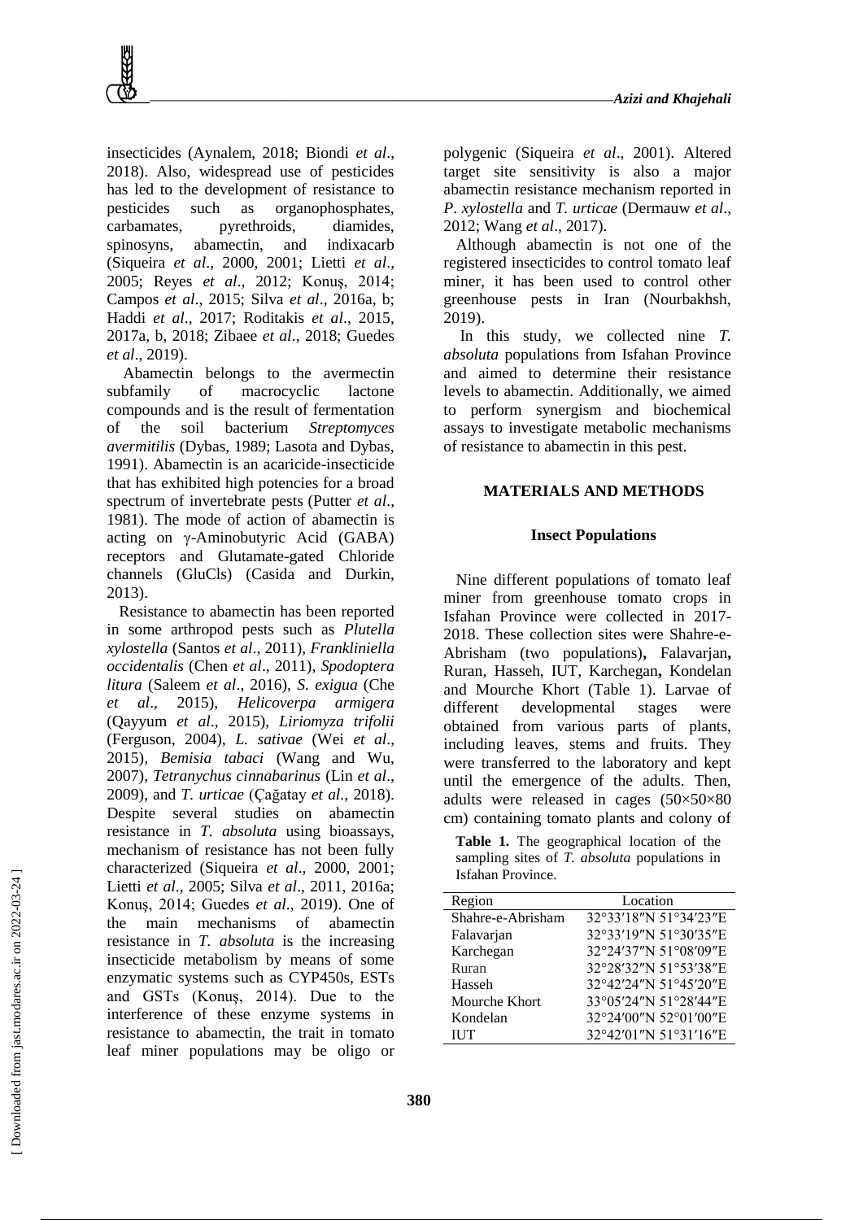insecticides (Aynalem, 2018; Biondi *et al*., 2018). Also, widespread use of pesticides has led to the development of resistance to pesticides such as organophosphates, carbamates, pyrethroids, diamides, spinosyns, abamectin, and indixacarb (Siqueira *et al*., 2000, 2001; Lietti *et al*., 2005; Reyes *et al*., 2012; Konuş, 2014; Campos *et al*., 2015; Silva *et al*., 2016a, b; Haddi *et al*., 2017; Roditakis *et al*., 2015, 2017a, b, 2018; Zibaee *et al*., 2018; Guedes *et al*., 2019).

Abamectin belongs to the avermectin subfamily of macrocyclic lactone compounds and is the result of fermentation of the soil bacterium *Streptomyces avermitilis* (Dybas, 1989; Lasota and Dybas, 1991). Abamectin is an acaricide-insecticide that has exhibited high potencies for a broad spectrum of invertebrate pests (Putter *et al*., 1981). The mode of action of abamectin is acting on γ-Aminobutyric Acid (GABA) receptors and Glutamate-gated Chloride channels (GluCls) (Casida and Durkin, 2013).

Resistance to abamectin has been reported in some arthropod pests such as *Plutella xylostella* (Santos *et al*., 2011), *Frankliniella occidentalis* (Chen *et al*., 2011), *Spodoptera litura* (Saleem *et al*., 2016), *S. exigua* (Che *et al*., 2015), *Helicoverpa armigera* (Qayyum *et al*., 2015), *Liriomyza trifolii* (Ferguson, 2004), *L. sativae* (Wei *et al*., 2015), *Bemisia tabaci* (Wang and Wu, 2007), *Tetranychus cinnabarinus* (Lin *et al*., 2009), and *T. urticae* (Çağatay *et al*., 2018). Despite several studies on abamectin resistance in *T. absoluta* using bioassays, mechanism of resistance has not been fully characterized (Siqueira *et al*., 2000, 2001; Lietti *et al*., 2005; Silva *et al*., 2011, 2016a; Konuş, 2014; Guedes *et al*., 2019). One of the main mechanisms of abamectin resistance in *T. absoluta* is the increasing insecticide metabolism by means of some enzymatic systems such as CYP450s, ESTs and GSTs (Konuş, 2014). Due to the interference of these enzyme systems in resistance to abamectin, the trait in tomato leaf miner populations may be oligo or polygenic (Siqueira *et al*., 2001). Altered target site sensitivity is also a major abamectin resistance mechanism reported in *P. xylostella* and *T. urticae* (Dermauw *et al*., 2012; Wang *et al*., 2017).

Although abamectin is not one of the registered insecticides to control tomato leaf miner, it has been used to control other greenhouse pests in Iran (Nourbakhsh, 2019).

In this study, we collected nine *T. absoluta* populations from Isfahan Province and aimed to determine their resistance levels to abamectin. Additionally, we aimed to perform synergism and biochemical assays to investigate metabolic mechanisms of resistance to abamectin in this pest.

## MATERIALS AND METHODS

### Insect Populations

Nine different populations of tomato leaf miner from greenhouse tomato crops in Isfahan Province were collected in 2017-2018. These collection sites were Shahre-e-Abrisham (two populations)**,** Falavarjan**,** Ruran, Hasseh, IUT, Karchegan**,** Kondelan and Mourche Khort (Table 1). Larvae of different developmental stages were obtained from various parts of plants, including leaves, stems and fruits. They were transferred to the laboratory and kept until the emergence of the adults. Then, adults were released in cages (50×50×80 cm) containing tomato plants and colony of

**Table 1.** The geographical location of the sampling sites of *T. absoluta* populations in Isfahan Province.

| Region | Location |
|---|---|
| Shahre-e-Abrisham | 32°33′18″N 51°34′23″E |
| Falavarjan | 32°33′19″N 51°30′35″E |
| Karchegan | 32°24′37″N 51°08′09″E |
| Ruran | 32°28′32″N 51°53′38″E |
| Hasseh | 32°42′24″N 51°45′20″E |
| Mourche Khort | 33°05′24″N 51°28′44″E |
| Kondelan | 32°24′00″N 52°01′00″E |
| IUT | 32°42′01″N 51°31′16″E |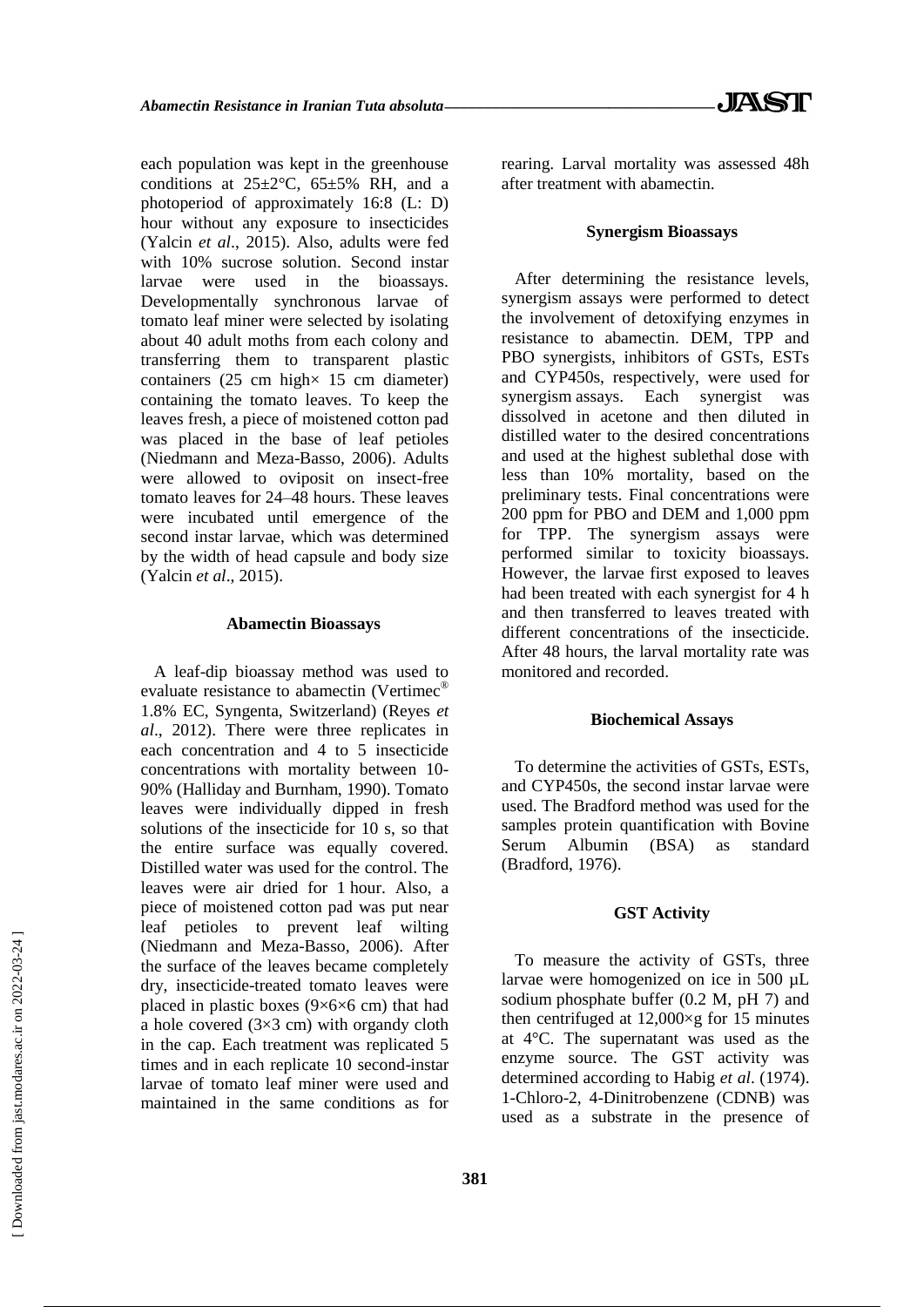each population was kept in the greenhouse conditions at 25±2°C, 65±5% RH, and a photoperiod of approximately 16:8 (L: D) hour without any exposure to insecticides (Yalcin *et al*., 2015). Also, adults were fed with 10% sucrose solution. Second instar larvae were used in the bioassays. Developmentally synchronous larvae of tomato leaf miner were selected by isolating about 40 adult moths from each colony and transferring them to transparent plastic containers (25 cm high× 15 cm diameter) containing the tomato leaves. To keep the leaves fresh, a piece of moistened cotton pad was placed in the base of leaf petioles (Niedmann and Meza-Basso, 2006). Adults were allowed to oviposit on insect-free tomato leaves for 24–48 hours. These leaves were incubated until emergence of the second instar larvae, which was determined by the width of head capsule and body size (Yalcin *et al*., 2015).

### Abamectin Bioassays

A leaf-dip bioassay method was used to evaluate resistance to abamectin (Vertimec® 1.8% EC, Syngenta, Switzerland) (Reyes *et al*., 2012). There were three replicates in each concentration and 4 to 5 insecticide concentrations with mortality between 10-90% (Halliday and Burnham, 1990). Tomato leaves were individually dipped in fresh solutions of the insecticide for 10 s, so that the entire surface was equally covered. Distilled water was used for the control. The leaves were air dried for 1 hour. Also, a piece of moistened cotton pad was put near leaf petioles to prevent leaf wilting (Niedmann and Meza-Basso, 2006). After the surface of the leaves became completely dry, insecticide-treated tomato leaves were placed in plastic boxes (9×6×6 cm) that had a hole covered (3×3 cm) with organdy cloth in the cap. Each treatment was replicated 5 times and in each replicate 10 second-instar larvae of tomato leaf miner were used and maintained in the same conditions as for rearing. Larval mortality was assessed 48h after treatment with abamectin.

### Synergism Bioassays

After determining the resistance levels, synergism assays were performed to detect the involvement of detoxifying enzymes in resistance to abamectin. DEM, TPP and PBO synergists, inhibitors of GSTs, ESTs and CYP450s, respectively, were used for synergism assays. Each synergist was dissolved in acetone and then diluted in distilled water to the desired concentrations and used at the highest sublethal dose with less than 10% mortality, based on the preliminary tests. Final concentrations were 200 ppm for PBO and DEM and 1,000 ppm for TPP. The synergism assays were performed similar to toxicity bioassays. However, the larvae first exposed to leaves had been treated with each synergist for 4 h and then transferred to leaves treated with different concentrations of the insecticide. After 48 hours, the larval mortality rate was monitored and recorded.

### Biochemical Assays

To determine the activities of GSTs, ESTs, and CYP450s, the second instar larvae were used. The Bradford method was used for the samples protein quantification with Bovine Serum Albumin (BSA) as standard (Bradford, 1976).

### GST Activity

To measure the activity of GSTs, three larvae were homogenized on ice in 500 μL sodium phosphate buffer (0.2 M, pH 7) and then centrifuged at 12,000×g for 15 minutes at 4°C. The supernatant was used as the enzyme source. The GST activity was determined according to Habig *et al*. (1974). 1-Chloro-2, 4-Dinitrobenzene (CDNB) was used as a substrate in the presence of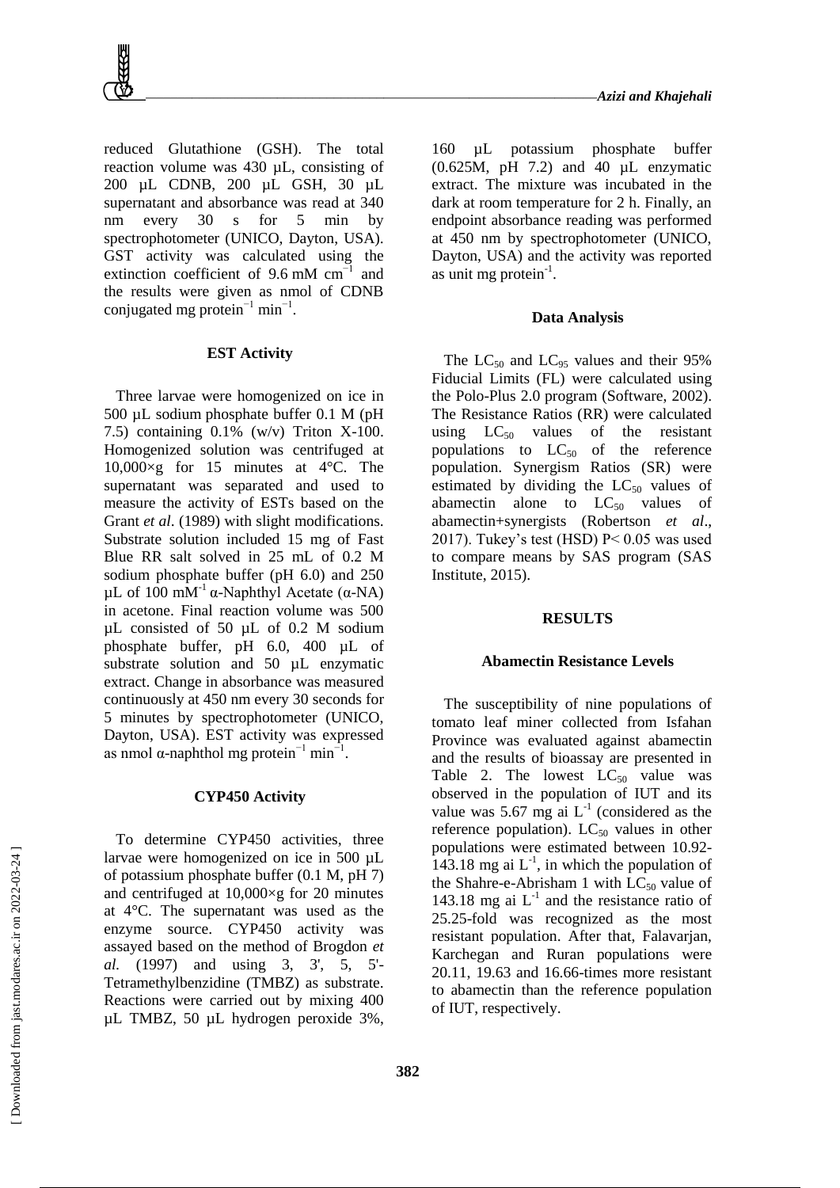reduced Glutathione (GSH). The total reaction volume was 430 µL, consisting of 200 µL CDNB, 200 µL GSH, 30 µL supernatant and absorbance was read at 340 nm every 30 s for 5 min by spectrophotometer (UNICO, Dayton, USA). GST activity was calculated using the extinction coefficient of 9.6 mM $cm^{-1}$ and the results were given as nmol of CDNB conjugated mg $protein^{-1}$ $min^{-1}$.

### EST Activity

Three larvae were homogenized on ice in 500 µL sodium phosphate buffer 0.1 M (pH 7.5) containing 0.1% (w/v) Triton X-100. Homogenized solution was centrifuged at 10,000×g for 15 minutes at 4°C. The supernatant was separated and used to measure the activity of ESTs based on the Grant *et al*. (1989) with slight modifications. Substrate solution included 15 mg of Fast Blue RR salt solved in 25 mL of 0.2 M sodium phosphate buffer (pH 6.0) and 250 µL of 100 $mM^{-1}$ α-Naphthyl Acetate (α-NA) in acetone. Final reaction volume was 500 µL consisted of 50 µL of 0.2 M sodium phosphate buffer, pH 6.0, 400 µL of substrate solution and 50 µL enzymatic extract. Change in absorbance was measured continuously at 450 nm every 30 seconds for 5 minutes by spectrophotometer (UNICO, Dayton, USA). EST activity was expressed as nmol α-naphthol mg $protein^{-1}$ $min^{-1}$.

### CYP450 Activity

To determine CYP450 activities, three larvae were homogenized on ice in 500 µL of potassium phosphate buffer (0.1 M, pH 7) and centrifuged at 10,000×g for 20 minutes at 4°C. The supernatant was used as the enzyme source. CYP450 activity was assayed based on the method of Brogdon *et al.* (1997) and using 3, 3', 5, 5'-Tetramethylbenzidine (TMBZ) as substrate. Reactions were carried out by mixing 400 µL TMBZ, 50 µL hydrogen peroxide 3%, 160 µL potassium phosphate buffer (0.625M, pH 7.2) and 40 µL enzymatic extract. The mixture was incubated in the dark at room temperature for 2 h. Finally, an endpoint absorbance reading was performed at 450 nm by spectrophotometer (UNICO, Dayton, USA) and the activity was reported as unit mg $protein^{-1}$.

### Data Analysis

The $LC_{50}$ and $LC_{95}$ values and their 95% Fiducial Limits (FL) were calculated using the Polo-Plus 2.0 program (Software, 2002). The Resistance Ratios (RR) were calculated using $LC_{50}$ values of the resistant populations to $LC_{50}$ of the reference population. Synergism Ratios (SR) were estimated by dividing the $LC_{50}$ values of abamectin alone to $LC_{50}$ values of abamectin+synergists (Robertson *et al*., 2017). Tukey's test (HSD) $P< 0.05$ was used to compare means by SAS program (SAS Institute, 2015).

## RESULTS

### Abamectin Resistance Levels

The susceptibility of nine populations of tomato leaf miner collected from Isfahan Province was evaluated against abamectin and the results of bioassay are presented in Table 2. The lowest $LC_{50}$ value was observed in the population of IUT and its value was 5.67 mg ai $L^{-1}$ (considered as the reference population). $LC_{50}$ values in other populations were estimated between 10.92-143.18 mg ai $L^{-1}$, in which the population of the Shahre-e-Abrisham 1 with $LC_{50}$ value of 143.18 mg ai $L^{-1}$ and the resistance ratio of 25.25-fold was recognized as the most resistant population. After that, Falavarjan, Karchegan and Ruran populations were 20.11, 19.63 and 16.66-times more resistant to abamectin than the reference population of IUT, respectively.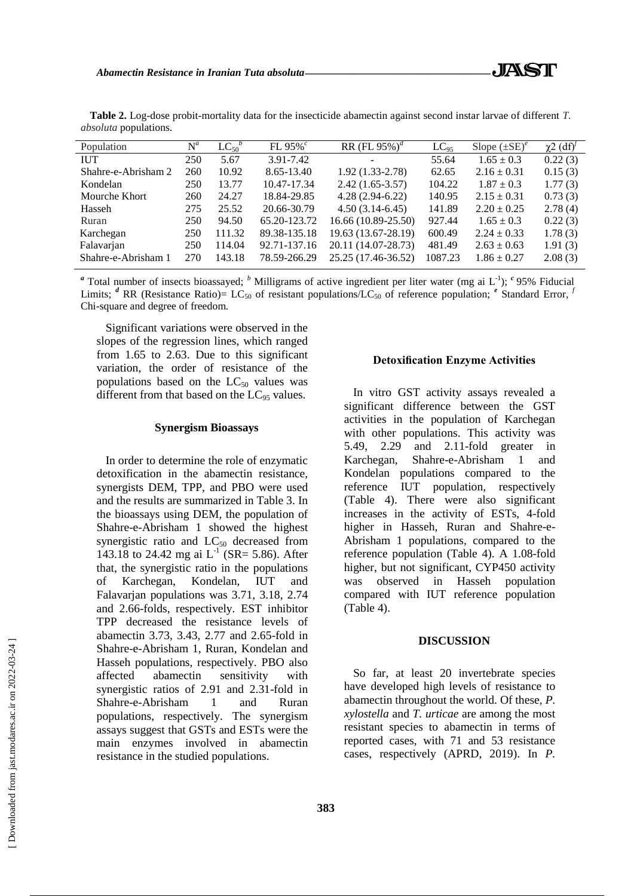**Table 2.** Log-dose probit-mortality data for the insecticide abamectin against second instar larvae of different *T. absoluta* populations.

| Population | N[a] | $LC_{50}$[b] | FL 95%[c] | RR (FL 95%)[d] | $LC_{95}$ | Slope (±SE)[e] | $\chi 2$ (df)[f] |
|---|---|---|---|---|---|---|---|
| IUT | 250 | 5.67 | 3.91-7.42 | - | 55.64 | 1.65 ± 0.3 | 0.22 (3) |
| Shahre-e-Abrisham 2 | 260 | 10.92 | 8.65-13.40 | 1.92 (1.33-2.78) | 62.65 | 2.16 ± 0.31 | 0.15 (3) |
| Kondelan | 250 | 13.77 | 10.47-17.34 | 2.42 (1.65-3.57) | 104.22 | 1.87 ± 0.3 | 1.77 (3) |
| Mourche Khort | 260 | 24.27 | 18.84-29.85 | 4.28 (2.94-6.22) | 140.95 | 2.15 ± 0.31 | 0.73 (3) |
| Hasseh | 275 | 25.52 | 20.66-30.79 | 4.50 (3.14-6.45) | 141.89 | 2.20 ± 0.25 | 2.78 (4) |
| Ruran | 250 | 94.50 | 65.20-123.72 | 16.66 (10.89-25.50) | 927.44 | 1.65 ± 0.3 | 0.22 (3) |
| Karchegan | 250 | 111.32 | 89.38-135.18 | 19.63 (13.67-28.19) | 600.49 | 2.24 ± 0.33 | 1.78 (3) |
| Falavarjan | 250 | 114.04 | 92.71-137.16 | 20.11 (14.07-28.73) | 481.49 | 2.63 ± 0.63 | 1.91 (3) |
| Shahre-e-Abrisham 1 | 270 | 143.18 | 78.59-266.29 | 25.25 (17.46-36.52) | 1087.23 | 1.86 ± 0.27 | 2.08 (3) |

[a] Total number of insects bioassayed; [b] Milligrams of active ingredient per liter water (mg ai $L^{-1}$); [c] 95% Fiducial Limits; [d] RR (Resistance Ratio)= $LC_{50}$ of resistant populations/$LC_{50}$ of reference population; [e] Standard Error, [f] Chi-square and degree of freedom.

Significant variations were observed in the slopes of the regression lines, which ranged from 1.65 to 2.63. Due to this significant variation, the order of resistance of the populations based on the $LC_{50}$ values was different from that based on the $LC_{95}$ values.

### Synergism Bioassays

In order to determine the role of enzymatic detoxification in the abamectin resistance, synergists DEM, TPP, and PBO were used and the results are summarized in Table 3. In the bioassays using DEM, the population of Shahre-e-Abrisham 1 showed the highest synergistic ratio and $LC_{50}$ decreased from 143.18 to 24.42 mg ai $L^{-1}$ (SR= 5.86). After that, the synergistic ratio in the populations of Karchegan, Kondelan, IUT and Falavarjan populations was 3.71, 3.18, 2.74 and 2.66-folds, respectively. EST inhibitor TPP decreased the resistance levels of abamectin 3.73, 3.43, 2.77 and 2.65-fold in Shahre-e-Abrisham 1, Ruran, Kondelan and Hasseh populations, respectively. PBO also affected abamectin sensitivity with synergistic ratios of 2.91 and 2.31-fold in Shahre-e-Abrisham 1 and Ruran populations, respectively. The synergism assays suggest that GSTs and ESTs were the main enzymes involved in abamectin resistance in the studied populations.

### Detoxification Enzyme Activities

In vitro GST activity assays revealed a significant difference between the GST activities in the population of Karchegan with other populations. This activity was 5.49, 2.29 and 2.11-fold greater in Karchegan, Shahre-e-Abrisham 1 and Kondelan populations compared to the reference IUT population, respectively (Table 4). There were also significant increases in the activity of ESTs, 4-fold higher in Hasseh, Ruran and Shahre-e-Abrisham 1 populations, compared to the reference population (Table 4). A 1.08-fold higher, but not significant, CYP450 activity was observed in Hasseh population compared with IUT reference population (Table 4).

## DISCUSSION

So far, at least 20 invertebrate species have developed high levels of resistance to abamectin throughout the world. Of these, *P. xylostella* and *T. urticae* are among the most resistant species to abamectin in terms of reported cases, with 71 and 53 resistance cases, respectively (APRD, 2019). In *P.*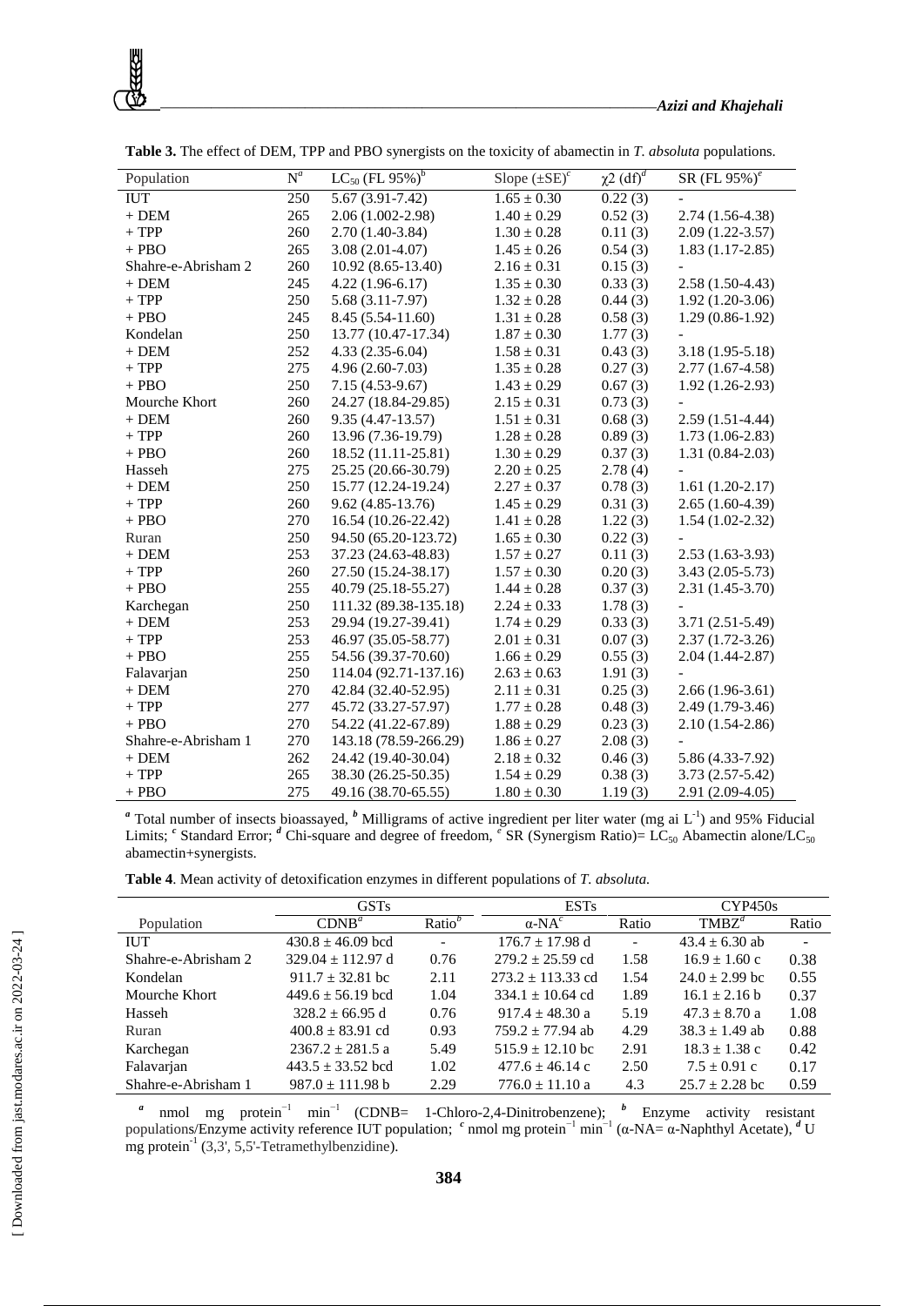**Table 3.** The effect of DEM, TPP and PBO synergists on the toxicity of abamectin in *T. absoluta* populations.

| Population | N[a] | $LC_{50}$ (FL 95%)[b] | Slope (±SE)[c] | χ2 (df)[d] | SR (FL 95%)[e] |
|---|---|---|---|---|---|
| IUT | 250 | 5.67 (3.91-7.42) | 1.65 ± 0.30 | 0.22 (3) | - |
| + DEM | 265 | 2.06 (1.002-2.98) | 1.40 ± 0.29 | 0.52 (3) | 2.74 (1.56-4.38) |
| + TPP | 260 | 2.70 (1.40-3.84) | 1.30 ± 0.28 | 0.11 (3) | 2.09 (1.22-3.57) |
| + PBO | 265 | 3.08 (2.01-4.07) | 1.45 ± 0.26 | 0.54 (3) | 1.83 (1.17-2.85) |
| Shahre-e-Abrisham 2 | 260 | 10.92 (8.65-13.40) | 2.16 ± 0.31 | 0.15 (3) | - |
| + DEM | 245 | 4.22 (1.96-6.17) | 1.35 ± 0.30 | 0.33 (3) | 2.58 (1.50-4.43) |
| + TPP | 250 | 5.68 (3.11-7.97) | 1.32 ± 0.28 | 0.44 (3) | 1.92 (1.20-3.06) |
| + PBO | 245 | 8.45 (5.54-11.60) | 1.31 ± 0.28 | 0.58 (3) | 1.29 (0.86-1.92) |
| Kondelan | 250 | 13.77 (10.47-17.34) | 1.87 ± 0.30 | 1.77 (3) | - |
| + DEM | 252 | 4.33 (2.35-6.04) | 1.58 ± 0.31 | 0.43 (3) | 3.18 (1.95-5.18) |
| + TPP | 275 | 4.96 (2.60-7.03) | 1.35 ± 0.28 | 0.27 (3) | 2.77 (1.67-4.58) |
| + PBO | 250 | 7.15 (4.53-9.67) | 1.43 ± 0.29 | 0.67 (3) | 1.92 (1.26-2.93) |
| Mourche Khort | 260 | 24.27 (18.84-29.85) | 2.15 ± 0.31 | 0.73 (3) | - |
| + DEM | 260 | 9.35 (4.47-13.57) | 1.51 ± 0.31 | 0.68 (3) | 2.59 (1.51-4.44) |
| + TPP | 260 | 13.96 (7.36-19.79) | 1.28 ± 0.28 | 0.89 (3) | 1.73 (1.06-2.83) |
| + PBO | 260 | 18.52 (11.11-25.81) | 1.30 ± 0.29 | 0.37 (3) | 1.31 (0.84-2.03) |
| Hasseh | 275 | 25.25 (20.66-30.79) | 2.20 ± 0.25 | 2.78 (4) | - |
| + DEM | 250 | 15.77 (12.24-19.24) | 2.27 ± 0.37 | 0.78 (3) | 1.61 (1.20-2.17) |
| + TPP | 260 | 9.62 (4.85-13.76) | 1.45 ± 0.29 | 0.31 (3) | 2.65 (1.60-4.39) |
| + PBO | 270 | 16.54 (10.26-22.42) | 1.41 ± 0.28 | 1.22 (3) | 1.54 (1.02-2.32) |
| Ruran | 250 | 94.50 (65.20-123.72) | 1.65 ± 0.30 | 0.22 (3) | - |
| + DEM | 253 | 37.23 (24.63-48.83) | 1.57 ± 0.27 | 0.11 (3) | 2.53 (1.63-3.93) |
| + TPP | 260 | 27.50 (15.24-38.17) | 1.57 ± 0.30 | 0.20 (3) | 3.43 (2.05-5.73) |
| + PBO | 255 | 40.79 (25.18-55.27) | 1.44 ± 0.28 | 0.37 (3) | 2.31 (1.45-3.70) |
| Karchegan | 250 | 111.32 (89.38-135.18) | 2.24 ± 0.33 | 1.78 (3) | - |
| + DEM | 253 | 29.94 (19.27-39.41) | 1.74 ± 0.29 | 0.33 (3) | 3.71 (2.51-5.49) |
| + TPP | 253 | 46.97 (35.05-58.77) | 2.01 ± 0.31 | 0.07 (3) | 2.37 (1.72-3.26) |
| + PBO | 255 | 54.56 (39.37-70.60) | 1.66 ± 0.29 | 0.55 (3) | 2.04 (1.44-2.87) |
| Falavarjan | 250 | 114.04 (92.71-137.16) | 2.63 ± 0.63 | 1.91 (3) | - |
| + DEM | 270 | 42.84 (32.40-52.95) | 2.11 ± 0.31 | 0.25 (3) | 2.66 (1.96-3.61) |
| + TPP | 277 | 45.72 (33.27-57.97) | 1.77 ± 0.28 | 0.48 (3) | 2.49 (1.79-3.46) |
| + PBO | 270 | 54.22 (41.22-67.89) | 1.88 ± 0.29 | 0.23 (3) | 2.10 (1.54-2.86) |
| Shahre-e-Abrisham 1 | 270 | 143.18 (78.59-266.29) | 1.86 ± 0.27 | 2.08 (3) | - |
| + DEM | 262 | 24.42 (19.40-30.04) | 2.18 ± 0.32 | 0.46 (3) | 5.86 (4.33-7.92) |
| + TPP | 265 | 38.30 (26.25-50.35) | 1.54 ± 0.29 | 0.38 (3) | 3.73 (2.57-5.42) |
| + PBO | 275 | 49.16 (38.70-65.55) | 1.80 ± 0.30 | 1.19 (3) | 2.91 (2.09-4.05) |

[a] Total number of insects bioassayed, [b] Milligrams of active ingredient per liter water (mg ai $L^{-1}$) and 95% Fiducial Limits; [c] Standard Error; [d] Chi-square and degree of freedom, [e] SR (Synergism Ratio)= $LC_{50}$ Abamectin alone/$LC_{50}$ abamectin+synergists.

**Table 4**. Mean activity of detoxification enzymes in different populations of *T. absoluta*.

| | GSTs | | ESTs | | CYP450s | |
|---|---|---|---|---|---|---|
| Population | CDNB[a] | Ratio[b] | α-NA[c] | Ratio | TMBZ[d] | Ratio |
| IUT | 430.8 ± 46.09 bcd | - | 176.7 ± 17.98 d | - | 43.4 ± 6.30 ab | - |
| Shahre-e-Abrisham 2 | 329.04 ± 112.97 d | 0.76 | 279.2 ± 25.59 cd | 1.58 | 16.9 ± 1.60 c | 0.38 |
| Kondelan | 911.7 ± 32.81 bc | 2.11 | 273.2 ± 113.33 cd | 1.54 | 24.0 ± 2.99 bc | 0.55 |
| Mourche Khort | 449.6 ± 56.19 bcd | 1.04 | 334.1 ± 10.64 cd | 1.89 | 16.1 ± 2.16 b | 0.37 |
| Hasseh | 328.2 ± 66.95 d | 0.76 | 917.4 ± 48.30 a | 5.19 | 47.3 ± 8.70 a | 1.08 |
| Ruran | 400.8 ± 83.91 cd | 0.93 | 759.2 ± 77.94 ab | 4.29 | 38.3 ± 1.49 ab | 0.88 |
| Karchegan | 2367.2 ± 281.5 a | 5.49 | 515.9 ± 12.10 bc | 2.91 | 18.3 ± 1.38 c | 0.42 |
| Falavarjan | 443.5 ± 33.52 bcd | 1.02 | 477.6 ± 46.14 c | 2.50 | 7.5 ± 0.91 c | 0.17 |
| Shahre-e-Abrisham 1 | 987.0 ± 111.98 b | 2.29 | 776.0 ± 11.10 a | 4.3 | 25.7 ± 2.28 bc | 0.59 |

[a] nmol mg $protein^{-1}$ $min^{-1}$ (CDNB= 1-Chloro-2,4-Dinitrobenzene); [b] Enzyme activity resistant populations/Enzyme activity reference IUT population; [c] nmol mg $protein^{-1}$ $min^{-1}$ (α-NA= α-Naphthyl Acetate), [d] U mg $protein^{-1}$ (3,3', 5,5'-Tetramethylbenzidine).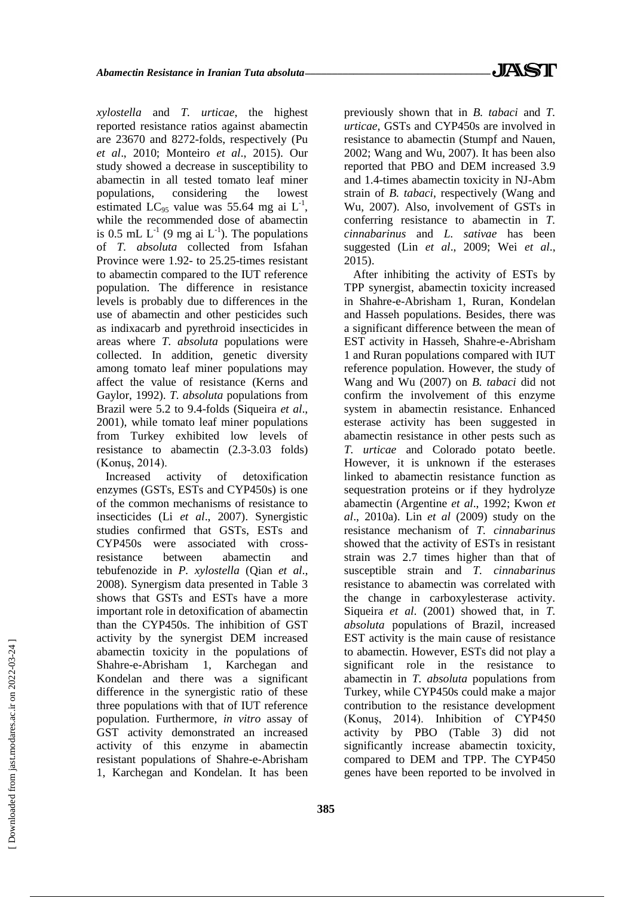*xylostella* and *T. urticae*, the highest reported resistance ratios against abamectin are 23670 and 8272-folds, respectively (Pu *et al*., 2010; Monteiro *et al*., 2015). Our study showed a decrease in susceptibility to abamectin in all tested tomato leaf miner populations, considering the lowest estimated $LC_{95}$ value was 55.64 mg ai $L^{-1}$, while the recommended dose of abamectin is 0.5 mL $L^{-1}$ (9 mg ai $L^{-1}$). The populations of *T. absoluta* collected from Isfahan Province were 1.92- to 25.25-times resistant to abamectin compared to the IUT reference population. The difference in resistance levels is probably due to differences in the use of abamectin and other pesticides such as indixacarb and pyrethroid insecticides in areas where *T. absoluta* populations were collected. In addition, genetic diversity among tomato leaf miner populations may affect the value of resistance (Kerns and Gaylor, 1992). *T. absoluta* populations from Brazil were 5.2 to 9.4-folds (Siqueira *et al*., 2001), while tomato leaf miner populations from Turkey exhibited low levels of resistance to abamectin (2.3-3.03 folds) (Konuş, 2014).

Increased activity of detoxification enzymes (GSTs, ESTs and CYP450s) is one of the common mechanisms of resistance to insecticides (Li *et al*., 2007). Synergistic studies confirmed that GSTs, ESTs and CYP450s were associated with cross-resistance between abamectin and tebufenozide in *P. xylostella* (Qian *et al*., 2008). Synergism data presented in Table 3 shows that GSTs and ESTs have a more important role in detoxification of abamectin than the CYP450s. The inhibition of GST activity by the synergist DEM increased abamectin toxicity in the populations of Shahre-e-Abrisham 1, Karchegan and Kondelan and there was a significant difference in the synergistic ratio of these three populations with that of IUT reference population. Furthermore, *in vitro* assay of GST activity demonstrated an increased activity of this enzyme in abamectin resistant populations of Shahre-e-Abrisham 1, Karchegan and Kondelan. It has been previously shown that in *B. tabaci* and *T. urticae*, GSTs and CYP450s are involved in resistance to abamectin (Stumpf and Nauen, 2002; Wang and Wu, 2007). It has been also reported that PBO and DEM increased 3.9 and 1.4-times abamectin toxicity in NJ-Abm strain of *B. tabaci*, respectively (Wang and Wu, 2007). Also, involvement of GSTs in conferring resistance to abamectin in *T. cinnabarinus* and *L. sativae* has been suggested (Lin *et al*., 2009; Wei *et al*., 2015).

After inhibiting the activity of ESTs by TPP synergist, abamectin toxicity increased in Shahre-e-Abrisham 1, Ruran, Kondelan and Hasseh populations. Besides, there was a significant difference between the mean of EST activity in Hasseh, Shahre-e-Abrisham 1 and Ruran populations compared with IUT reference population. However, the study of Wang and Wu (2007) on *B. tabaci* did not confirm the involvement of this enzyme system in abamectin resistance. Enhanced esterase activity has been suggested in abamectin resistance in other pests such as *T. urticae* and Colorado potato beetle. However, it is unknown if the esterases linked to abamectin resistance function as sequestration proteins or if they hydrolyze abamectin (Argentine *et al*., 1992; Kwon *et al*., 2010a). Lin *et al* (2009) study on the resistance mechanism of *T. cinnabarinus* showed that the activity of ESTs in resistant strain was 2.7 times higher than that of susceptible strain and *T. cinnabarinus* resistance to abamectin was correlated with the change in carboxylesterase activity. Siqueira *et al*. (2001) showed that, in *T. absoluta* populations of Brazil, increased EST activity is the main cause of resistance to abamectin. However, ESTs did not play a significant role in the resistance to abamectin in *T. absoluta* populations from Turkey, while CYP450s could make a major contribution to the resistance development (Konuş, 2014). Inhibition of CYP450 activity by PBO (Table 3) did not significantly increase abamectin toxicity, compared to DEM and TPP. The CYP450 genes have been reported to be involved in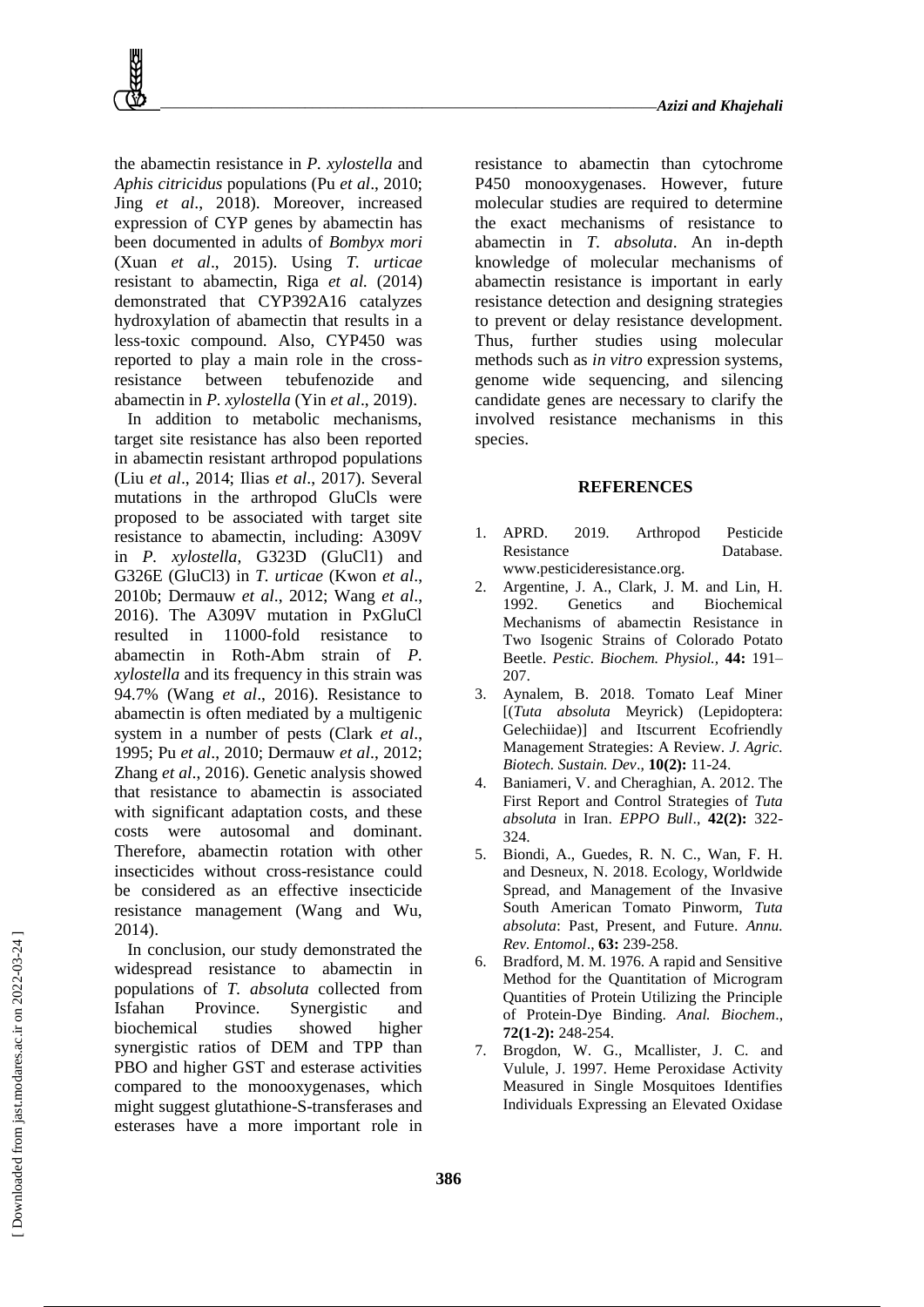the abamectin resistance in *P. xylostella* and *Aphis citricidus* populations (Pu *et al*., 2010; Jing *et al*., 2018). Moreover, increased expression of CYP genes by abamectin has been documented in adults of *Bombyx mori* (Xuan *et al*., 2015). Using *T. urticae* resistant to abamectin, Riga *et al.* (2014) demonstrated that CYP392A16 catalyzes hydroxylation of abamectin that results in a less-toxic compound. Also, CYP450 was reported to play a main role in the cross-resistance between tebufenozide and abamectin in *P. xylostella* (Yin *et al*., 2019).

In addition to metabolic mechanisms, target site resistance has also been reported in abamectin resistant arthropod populations (Liu *et al*., 2014; Ilias *et al*., 2017). Several mutations in the arthropod GluCls were proposed to be associated with target site resistance to abamectin, including: A309V in *P. xylostella*, G323D (GluCl1) and G326E (GluCl3) in *T. urticae* (Kwon *et al*., 2010b; Dermauw *et al*., 2012; Wang *et al*., 2016). The A309V mutation in PxGluCl resulted in 11000-fold resistance to abamectin in Roth-Abm strain of *P. xylostella* and its frequency in this strain was 94.7% (Wang *et al*., 2016). Resistance to abamectin is often mediated by a multigenic system in a number of pests (Clark *et al*., 1995; Pu *et al*., 2010; Dermauw *et al*., 2012; Zhang *et al*., 2016). Genetic analysis showed that resistance to abamectin is associated with significant adaptation costs, and these costs were autosomal and dominant. Therefore, abamectin rotation with other insecticides without cross-resistance could be considered as an effective insecticide resistance management (Wang and Wu, 2014).

In conclusion, our study demonstrated the widespread resistance to abamectin in populations of *T. absoluta* collected from Isfahan Province. Synergistic and biochemical studies showed higher synergistic ratios of DEM and TPP than PBO and higher GST and esterase activities compared to the monooxygenases, which might suggest glutathione-S-transferases and esterases have a more important role in resistance to abamectin than cytochrome P450 monooxygenases. However, future molecular studies are required to determine the exact mechanisms of resistance to abamectin in *T. absoluta*. An in-depth knowledge of molecular mechanisms of abamectin resistance is important in early resistance detection and designing strategies to prevent or delay resistance development. Thus, further studies using molecular methods such as *in vitro* expression systems, genome wide sequencing, and silencing candidate genes are necessary to clarify the involved resistance mechanisms in this species.

## REFERENCES

1. APRD. 2019. Arthropod Pesticide Resistance Database. www.pesticideresistance.org.
2. Argentine, J. A., Clark, J. M. and Lin, H. 1992. Genetics and Biochemical Mechanisms of abamectin Resistance in Two Isogenic Strains of Colorado Potato Beetle. *Pestic. Biochem. Physiol.,* **44:** 191–207.
3. Aynalem, B. 2018. Tomato Leaf Miner [(*Tuta absoluta* Meyrick) (Lepidoptera: Gelechiidae)] and Itscurrent Ecofriendly Management Strategies: A Review. *J. Agric. Biotech. Sustain. Dev*., **10(2):** 11-24.
4. Baniameri, V. and Cheraghian, A. 2012. The First Report and Control Strategies of *Tuta absoluta* in Iran. *EPPO Bull*., **42(2):** 322-324.
5. Biondi, A., Guedes, R. N. C., Wan, F. H. and Desneux, N. 2018. Ecology, Worldwide Spread, and Management of the Invasive South American Tomato Pinworm, *Tuta absoluta*: Past, Present, and Future. *Annu. Rev. Entomol*., **63:** 239-258.
6. Bradford, M. M. 1976. A rapid and Sensitive Method for the Quantitation of Microgram Quantities of Protein Utilizing the Principle of Protein-Dye Binding. *Anal. Biochem*., **72(1-2):** 248-254.
7. Brogdon, W. G., Mcallister, J. C. and Vulule, J. 1997. Heme Peroxidase Activity Measured in Single Mosquitoes Identifies Individuals Expressing an Elevated Oxidase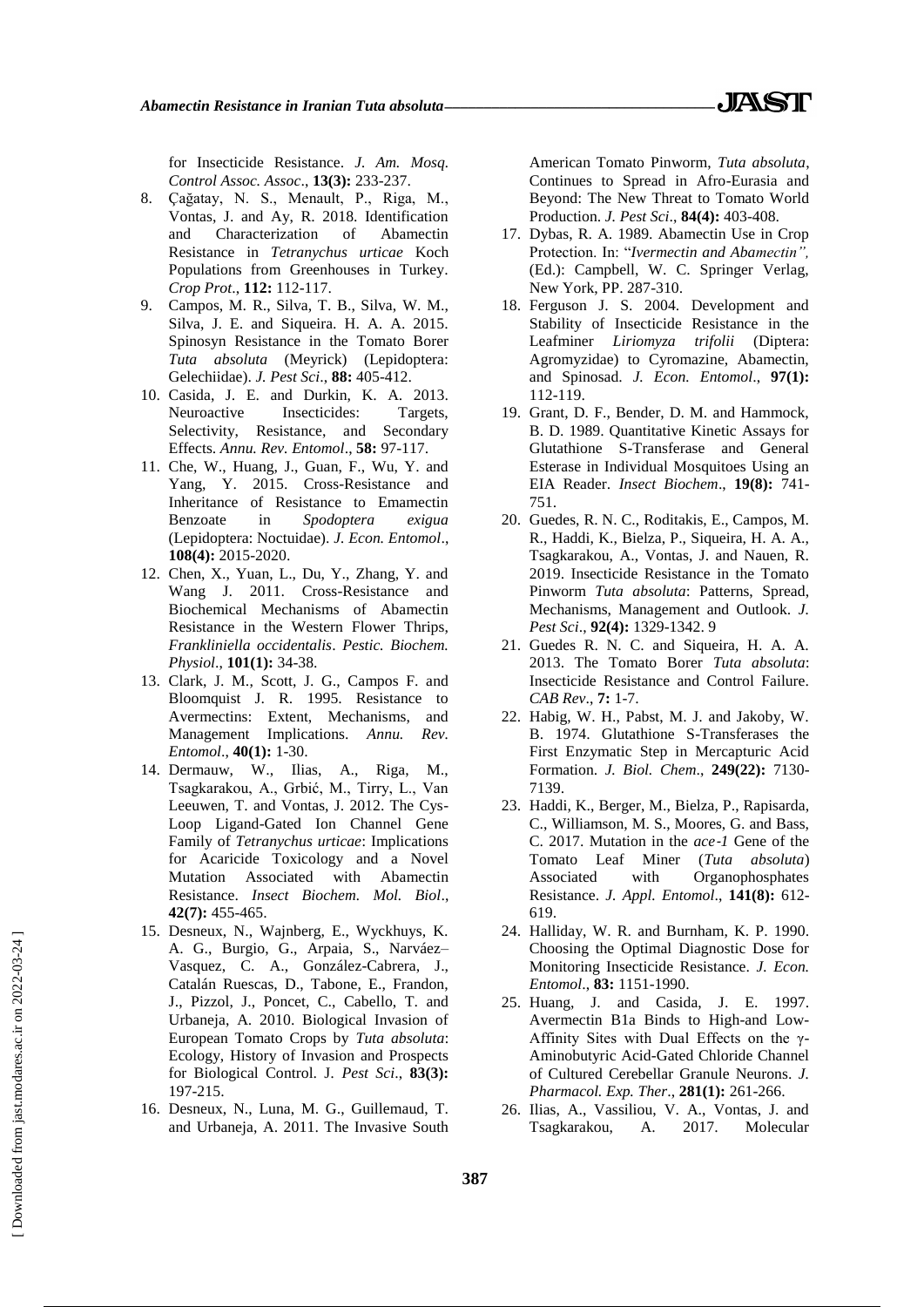for Insecticide Resistance. *J. Am. Mosq. Control Assoc. Assoc*., **13(3):** 233-237.

8. Çağatay, N. S., Menault, P., Riga, M., Vontas, J. and Ay, R. 2018. Identification and Characterization of Abamectin Resistance in *Tetranychus urticae* Koch Populations from Greenhouses in Turkey. *Crop Prot*., **112:** 112-117.
9. Campos, M. R., Silva, T. B., Silva, W. M., Silva, J. E. and Siqueira. H. A. A. 2015. Spinosyn Resistance in the Tomato Borer *Tuta absoluta* (Meyrick) (Lepidoptera: Gelechiidae). *J. Pest Sci*., **88:** 405-412.
10. Casida, J. E. and Durkin, K. A. 2013. Neuroactive Insecticides: Targets, Selectivity, Resistance, and Secondary Effects. *Annu. Rev. Entomol*., **58:** 97-117.
11. Che, W., Huang, J., Guan, F., Wu, Y. and Yang, Y. 2015. Cross-Resistance and Inheritance of Resistance to Emamectin Benzoate in *Spodoptera exigua* (Lepidoptera: Noctuidae). *J. Econ. Entomol*., **108(4):** 2015-2020.
12. Chen, X., Yuan, L., Du, Y., Zhang, Y. and Wang J. 2011. Cross-Resistance and Biochemical Mechanisms of Abamectin Resistance in the Western Flower Thrips, *Frankliniella occidentalis*. *Pestic. Biochem. Physiol*., **101(1):** 34-38.
13. Clark, J. M., Scott, J. G., Campos F. and Bloomquist J. R. 1995. Resistance to Avermectins: Extent, Mechanisms, and Management Implications. *Annu. Rev. Entomol*., **40(1):** 1-30.
14. Dermauw, W., Ilias, A., Riga, M., Tsagkarakou, A., Grbić, M., Tirry, L., Van Leeuwen, T. and Vontas, J. 2012. The Cys-Loop Ligand-Gated Ion Channel Gene Family of *Tetranychus urticae*: Implications for Acaricide Toxicology and a Novel Mutation Associated with Abamectin Resistance. *Insect Biochem. Mol. Biol*., **42(7):** 455-465.
15. Desneux, N., Wajnberg, E., Wyckhuys, K. A. G., Burgio, G., Arpaia, S., Narváez–Vasquez, C. A., González-Cabrera, J., Catalán Ruescas, D., Tabone, E., Frandon, J., Pizzol, J., Poncet, C., Cabello, T. and Urbaneja, A. 2010. Biological Invasion of European Tomato Crops by *Tuta absoluta*: Ecology, History of Invasion and Prospects for Biological Control. J. *Pest Sci*., **83(3):** 197-215.
16. Desneux, N., Luna, M. G., Guillemaud, T. and Urbaneja, A. 2011. The Invasive South American Tomato Pinworm, *Tuta absoluta*, Continues to Spread in Afro-Eurasia and Beyond: The New Threat to Tomato World Production. *J. Pest Sci*., **84(4):** 403-408.
17. Dybas, R. A. 1989. Abamectin Use in Crop Protection. In: "*Ivermectin and Abamectin",* (Ed.): Campbell, W. C. Springer Verlag, New York, PP. 287-310.
18. Ferguson J. S. 2004. Development and Stability of Insecticide Resistance in the Leafminer *Liriomyza trifolii* (Diptera: Agromyzidae) to Cyromazine, Abamectin, and Spinosad. *J. Econ. Entomol*., **97(1):** 112-119.
19. Grant, D. F., Bender, D. M. and Hammock, B. D. 1989. Quantitative Kinetic Assays for Glutathione S-Transferase and General Esterase in Individual Mosquitoes Using an EIA Reader. *Insect Biochem*., **19(8):** 741-751.
20. Guedes, R. N. C., Roditakis, E., Campos, M. R., Haddi, K., Bielza, P., Siqueira, H. A. A., Tsagkarakou, A., Vontas, J. and Nauen, R. 2019. Insecticide Resistance in the Tomato Pinworm *Tuta absoluta*: Patterns, Spread, Mechanisms, Management and Outlook. *J. Pest Sci*., **92(4):** 1329-1342. 9
21. Guedes R. N. C. and Siqueira, H. A. A. 2013. The Tomato Borer *Tuta absoluta*: Insecticide Resistance and Control Failure. *CAB Rev*., **7:** 1-7.
22. Habig, W. H., Pabst, M. J. and Jakoby, W. B. 1974. Glutathione S-Transferases the First Enzymatic Step in Mercapturic Acid Formation. *J. Biol. Chem*., **249(22):** 7130-7139.
23. Haddi, K., Berger, M., Bielza, P., Rapisarda, C., Williamson, M. S., Moores, G. and Bass, C. 2017. Mutation in the *ace-1* Gene of the Tomato Leaf Miner (*Tuta absoluta*) Associated with Organophosphates Resistance. *J. Appl. Entomol*., **141(8):** 612-619.
24. Halliday, W. R. and Burnham, K. P. 1990. Choosing the Optimal Diagnostic Dose for Monitoring Insecticide Resistance. *J. Econ. Entomol*., **83:** 1151-1990.
25. Huang, J. and Casida, J. E. 1997. Avermectin B1a Binds to High-and Low-Affinity Sites with Dual Effects on the γ-Aminobutyric Acid-Gated Chloride Channel of Cultured Cerebellar Granule Neurons. *J. Pharmacol. Exp. Ther*., **281(1):** 261-266.
26. Ilias, A., Vassiliou, V. A., Vontas, J. and Tsagkarakou, A. 2017. Molecular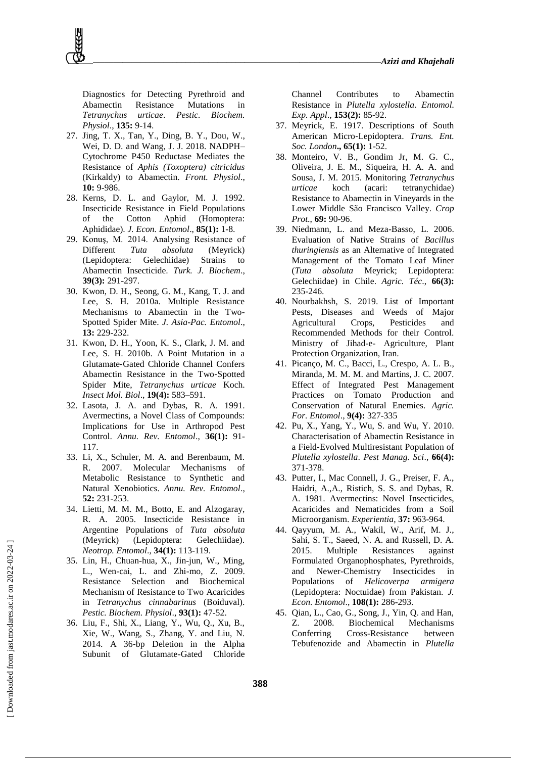Diagnostics for Detecting Pyrethroid and Abamectin Resistance Mutations in *Tetranychus urticae*. *Pestic. Biochem. Physiol*., **135:** 9-14.

27. Jing, T. X., Tan, Y., Ding, B. Y., Dou, W., Wei, D. D. and Wang, J. J. 2018. NADPH–Cytochrome P450 Reductase Mediates the Resistance of *Aphis (Toxoptera) citricidus* (Kirkaldy) to Abamectin. *Front. Physiol*., **10:** 9-986.
28. Kerns, D. L. and Gaylor, M. J. 1992. Insecticide Resistance in Field Populations of the Cotton Aphid (Homoptera: Aphididae). *J. Econ. Entomol*., **85(1):** 1-8.
29. Konuş, M. 2014. Analysing Resistance of Different *Tuta absoluta* (Meyrick) (Lepidoptera: Gelechiidae) Strains to Abamectin Insecticide. *Turk. J. Biochem*., **39(3):** 291-297.
30. Kwon, D. H., Seong, G. M., Kang, T. J. and Lee, S. H. 2010a. Multiple Resistance Mechanisms to Abamectin in the Two-Spotted Spider Mite. *J. Asia-Pac. Entomol*., **13:** 229-232.
31. Kwon, D. H., Yoon, K. S., Clark, J. M. and Lee, S. H. 2010b. A Point Mutation in a Glutamate-Gated Chloride Channel Confers Abamectin Resistance in the Two-Spotted Spider Mite, *Tetranychus urticae* Koch. *Insect Mol. Biol*., **19(4):** 583–591.
32. Lasota, J. A. and Dybas, R. A. 1991. Avermectins, a Novel Class of Compounds: Implications for Use in Arthropod Pest Control. *Annu. Rev. Entomol*., **36(1):** 91-117.
33. Li, X., Schuler, M. A. and Berenbaum, M. R. 2007. Molecular Mechanisms of Metabolic Resistance to Synthetic and Natural Xenobiotics. *Annu. Rev. Entomol*., **52:** 231-253.
34. Lietti, M. M. M., Botto, E. and Alzogaray, R. A. 2005. Insecticide Resistance in Argentine Populations of *Tuta absoluta* (Meyrick) (Lepidoptera: Gelechiidae). *Neotrop. Entomol*., **34(1):** 113-119.
35. Lin, H., Chuan-hua, X., Jin-jun, W., Ming, L., Wen-cai, L. and Zhi-mo, Z. 2009. Resistance Selection and Biochemical Mechanism of Resistance to Two Acaricides in *Tetranychus cinnabarinus* (Boiduval). *Pestic. Biochem. Physiol*., **93(1):** 47-52.
36. Liu, F., Shi, X., Liang, Y., Wu, Q., Xu, B., Xie, W., Wang, S., Zhang, Y. and Liu, N. 2014. A 36-bp Deletion in the Alpha Subunit of Glutamate-Gated Chloride Channel Contributes to Abamectin Resistance in *Plutella xylostella*. *Entomol. Exp. Appl*., **153(2):** 85-92.
37. Meyrick, E. 1917. Descriptions of South American Micro-Lepidoptera. *Trans. Ent. Soc. London*., **65(1):** 1-52.
38. Monteiro, V. B., Gondim Jr, M. G. C., Oliveira, J. E. M., Siqueira, H. A. A. and Sousa, J. M. 2015. Monitoring *Tetranychus urticae* koch (acari: tetranychidae) Resistance to Abamectin in Vineyards in the Lower Middle São Francisco Valley. *Crop Prot*., **69:** 90-96.
39. Niedmann, L. and Meza-Basso, L. 2006. Evaluation of Native Strains of *Bacillus thuringiensis* as an Alternative of Integrated Management of the Tomato Leaf Miner (*Tuta absoluta* Meyrick; Lepidoptera: Gelechiidae) in Chile. *Agric. Téc*., **66(3):** 235-246.
40. Nourbakhsh, S. 2019. List of Important Pests, Diseases and Weeds of Major Agricultural Crops, Pesticides and Recommended Methods for their Control. Ministry of Jihad-e- Agriculture, Plant Protection Organization, Iran.
41. Picanço, M. C., Bacci, L., Crespo, A. L. B., Miranda, M. M. M. and Martins, J. C. 2007. Effect of Integrated Pest Management Practices on Tomato Production and Conservation of Natural Enemies. *Agric. For. Entomol*., **9(4):** 327-335
42. Pu, X., Yang, Y., Wu, S. and Wu, Y. 2010. Characterisation of Abamectin Resistance in a Field-Evolved Multiresistant Population of *Plutella xylostella*. *Pest Manag. Sci*., **66(4):** 371-378.
43. Putter, I., Mac Connell, J. G., Preiser, F. A., Haidri, A.,A., Ristich, S. S. and Dybas, R. A. 1981. Avermectins: Novel Insecticides, Acaricides and Nematicides from a Soil Microorganism. *Experientia*, **37:** 963-964.
44. Qayyum, M. A., Wakil, W., Arif, M. J., Sahi, S. T., Saeed, N. A. and Russell, D. A. 2015. Multiple Resistances against Formulated Organophosphates, Pyrethroids, and Newer-Chemistry Insecticides in Populations of *Helicoverpa armigera* (Lepidoptera: Noctuidae) from Pakistan. *J. Econ. Entomol*., **108(1):** 286-293.
45. Qian, L., Cao, G., Song, J., Yin, Q. and Han, Z. 2008. Biochemical Mechanisms Conferring Cross-Resistance between Tebufenozide and Abamectin in *Plutella*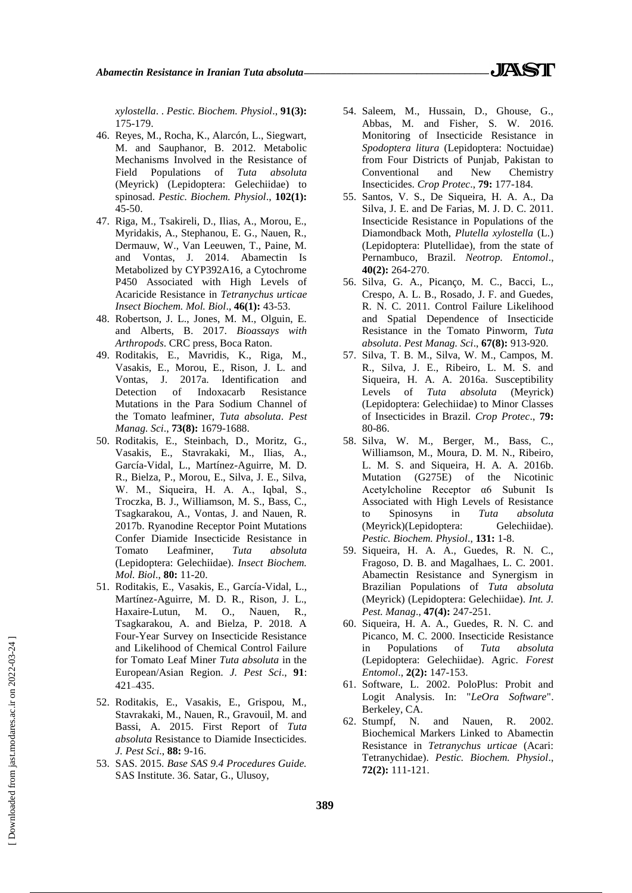*xylostella*. . *Pestic. Biochem. Physiol*., **91(3):** 175-179.

46. Reyes, M., Rocha, K., Alarcón, L., Siegwart, M. and Sauphanor, B. 2012. Metabolic Mechanisms Involved in the Resistance of Field Populations of *Tuta absoluta* (Meyrick) (Lepidoptera: Gelechiidae) to spinosad. *Pestic. Biochem. Physiol*., **102(1):** 45-50.
47. Riga, M., Tsakireli, D., Ilias, A., Morou, E., Myridakis, A., Stephanou, E. G., Nauen, R., Dermauw, W., Van Leeuwen, T., Paine, M. and Vontas, J. 2014. Abamectin Is Metabolized by CYP392A16, a Cytochrome P450 Associated with High Levels of Acaricide Resistance in *Tetranychus urticae Insect Biochem. Mol. Biol*., **46(1):** 43-53.
48. Robertson, J. L., Jones, M. M., Olguin, E. and Alberts, B. 2017. *Bioassays with Arthropods*. CRC press, Boca Raton.
49. Roditakis, E., Mavridis, K., Riga, M., Vasakis, E., Morou, E., Rison, J. L. and Vontas, J. 2017a. Identification and Detection of Indoxacarb Resistance Mutations in the Para Sodium Channel of the Tomato leafminer, *Tuta absoluta*. *Pest Manag. Sci*., **73(8):** 1679-1688.
50. Roditakis, E., Steinbach, D., Moritz, G., Vasakis, E., Stavrakaki, M., Ilias, A., García-Vidal, L., Martínez-Aguirre, M. D. R., Bielza, P., Morou, E., Silva, J. E., Silva, W. M., Siqueira, H. A. A., Iqbal, S., Troczka, B. J., Williamson, M. S., Bass, C., Tsagkarakou, A., Vontas, J. and Nauen, R. 2017b. Ryanodine Receptor Point Mutations Confer Diamide Insecticide Resistance in Tomato Leafminer, *Tuta absoluta* (Lepidoptera: Gelechiidae). *Insect Biochem. Mol. Biol*., **80:** 11-20.
51. Roditakis, E., Vasakis, E., García-Vidal, L., Martínez-Aguirre, M. D. R., Rison, J. L., Haxaire-Lutun, M. O., Nauen, R., Tsagkarakou, A. and Bielza, P. 2018. A Four-Year Survey on Insecticide Resistance and Likelihood of Chemical Control Failure for Tomato Leaf Miner *Tuta absoluta* in the European/Asian Region. *J. Pest Sci*., **91**: 421–435.
52. Roditakis, E., Vasakis, E., Grispou, M., Stavrakaki, M., Nauen, R., Gravouil, M. and Bassi, A. 2015. First Report of *Tuta absoluta* Resistance to Diamide Insecticides. *J. Pest Sci*., **88:** 9-16.
53. SAS. 2015. *Base SAS 9.4 Procedures Guide.* SAS Institute. 36. Satar, G., Ulusoy,
54. Saleem, M., Hussain, D., Ghouse, G., Abbas, M. and Fisher, S. W. 2016. Monitoring of Insecticide Resistance in *Spodoptera litura* (Lepidoptera: Noctuidae) from Four Districts of Punjab, Pakistan to Conventional and New Chemistry Insecticides. *Crop Protec*., **79:** 177-184.
55. Santos, V. S., De Siqueira, H. A. A., Da Silva, J. E. and De Farias, M. J. D. C. 2011. Insecticide Resistance in Populations of the Diamondback Moth, *Plutella xylostella* (L.) (Lepidoptera: Plutellidae), from the state of Pernambuco, Brazil. *Neotrop. Entomol*., **40(2):** 264-270.
56. Silva, G. A., Picanço, M. C., Bacci, L., Crespo, A. L. B., Rosado, J. F. and Guedes, R. N. C. 2011. Control Failure Likelihood and Spatial Dependence of Insecticide Resistance in the Tomato Pinworm, *Tuta absoluta*. *Pest Manag. Sci*., **67(8):** 913-920.
57. Silva, T. B. M., Silva, W. M., Campos, M. R., Silva, J. E., Ribeiro, L. M. S. and Siqueira, H. A. A. 2016a. Susceptibility Levels of *Tuta absoluta* (Meyrick) (Lepidoptera: Gelechiidae) to Minor Classes of Insecticides in Brazil. *Crop Protec*., **79:** 80-86.
58. Silva, W. M., Berger, M., Bass, C., Williamson, M., Moura, D. M. N., Ribeiro, L. M. S. and Siqueira, H. A. A. 2016b. Mutation (G275E) of the Nicotinic Acetylcholine Receptor α6 Subunit Is Associated with High Levels of Resistance to Spinosyns in *Tuta absoluta* (Meyrick)(Lepidoptera: Gelechiidae). *Pestic. Biochem. Physiol*., **131:** 1-8.
59. Siqueira, H. A. A., Guedes, R. N. C., Fragoso, D. B. and Magalhaes, L. C. 2001. Abamectin Resistance and Synergism in Brazilian Populations of *Tuta absoluta* (Meyrick) (Lepidoptera: Gelechiidae). *Int. J. Pest. Manag*., **47(4):** 247-251.
60. Siqueira, H. A. A., Guedes, R. N. C. and Picanco, M. C. 2000. Insecticide Resistance in Populations of *Tuta absoluta* (Lepidoptera: Gelechiidae). Agric. *Forest Entomol*., **2(2):** 147-153.
61. Software, L. 2002. PoloPlus: Probit and Logit Analysis. In: "*LeOra Software*". Berkeley, CA.
62. Stumpf, N. and Nauen, R. 2002. Biochemical Markers Linked to Abamectin Resistance in *Tetranychus urticae* (Acari: Tetranychidae). *Pestic. Biochem. Physiol*., **72(2):** 111-121.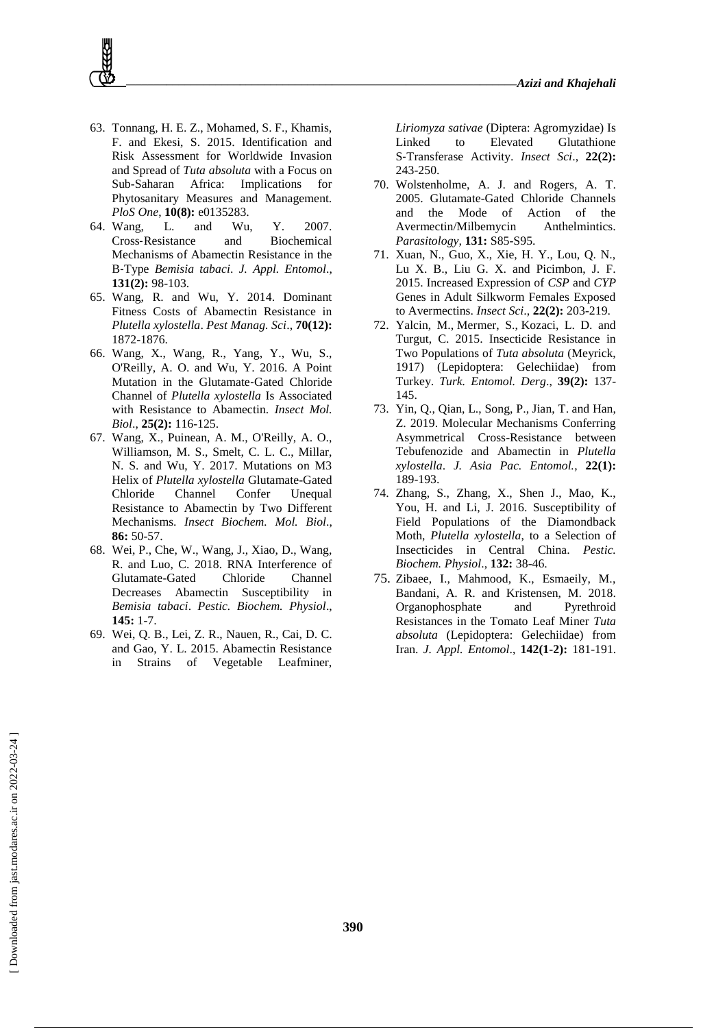63. Tonnang, H. E. Z., Mohamed, S. F., Khamis, F. and Ekesi, S. 2015. Identification and Risk Assessment for Worldwide Invasion and Spread of *Tuta absoluta* with a Focus on Sub-Saharan Africa: Implications for Phytosanitary Measures and Management. *PloS One*, **10(8):** e0135283.
64. Wang, L. and Wu, Y. 2007. Cross‐Resistance and Biochemical Mechanisms of Abamectin Resistance in the B‐Type *Bemisia tabaci*. *J. Appl. Entomol*., **131(2):** 98-103.
65. Wang, R. and Wu, Y. 2014. Dominant Fitness Costs of Abamectin Resistance in *Plutella xylostella*. *Pest Manag. Sci*., **70(12):** 1872-1876.
66. Wang, X., Wang, R., Yang, Y., Wu, S., O'Reilly, A. O. and Wu, Y. 2016. A Point Mutation in the Glutamate‐Gated Chloride Channel of *Plutella xylostella* Is Associated with Resistance to Abamectin. *Insect Mol. Biol*., **25(2):** 116-125.
67. Wang, X., Puinean, A. M., O'Reilly, A. O., Williamson, M. S., Smelt, C. L. C., Millar, N. S. and Wu, Y. 2017. Mutations on M3 Helix of *Plutella xylostella* Glutamate-Gated Chloride Channel Confer Unequal Resistance to Abamectin by Two Different Mechanisms. *Insect Biochem. Mol. Biol*., **86:** 50-57.
68. Wei, P., Che, W., Wang, J., Xiao, D., Wang, R. and Luo, C. 2018. RNA Interference of Glutamate-Gated Chloride Channel Decreases Abamectin Susceptibility in *Bemisia tabaci*. *Pestic. Biochem. Physiol*., **145:** 1-7.
69. Wei, Q. B., Lei, Z. R., Nauen, R., Cai, D. C. and Gao, Y. L. 2015. Abamectin Resistance in Strains of Vegetable Leafminer, *Liriomyza sativae* (Diptera: Agromyzidae) Is Linked to Elevated Glutathione S‐Transferase Activity. *Insect Sci*., **22(2):** 243-250.
70. Wolstenholme, A. J. and Rogers, A. T. 2005. Glutamate-Gated Chloride Channels and the Mode of Action of the Avermectin/Milbemycin Anthelmintics. *Parasitology*, **131:** S85-S95.
71. Xuan, N., Guo, X., Xie, H. Y., Lou, Q. N., Lu X. B., Liu G. X. and Picimbon, J. F. 2015. Increased Expression of *CSP* and *CYP* Genes in Adult Silkworm Females Exposed to Avermectins. *Insect Sci*., **22(2):** 203-219.
72. Yalcin, M., Mermer, S., Kozaci, L. D. and Turgut, C. 2015. Insecticide Resistance in Two Populations of *Tuta absoluta* (Meyrick, 1917) (Lepidoptera: Gelechiidae) from Turkey. *Turk. Entomol. Derg*., **39(2):** 137-145.
73. Yin, Q., Qian, L., Song, P., Jian, T. and Han, Z. 2019. Molecular Mechanisms Conferring Asymmetrical Cross-Resistance between Tebufenozide and Abamectin in *Plutella xylostella*. *J. Asia Pac. Entomol.*, **22(1):** 189-193.
74. Zhang, S., Zhang, X., Shen J., Mao, K., You, H. and Li, J. 2016. Susceptibility of Field Populations of the Diamondback Moth, *Plutella xylostella*, to a Selection of Insecticides in Central China. *Pestic. Biochem. Physiol*., **132:** 38-46.
75. Zibaee, I., Mahmood, K., Esmaeily, M., Bandani, A. R. and Kristensen, M. 2018. Organophosphate and Pyrethroid Resistances in the Tomato Leaf Miner *Tuta absoluta* (Lepidoptera: Gelechiidae) from Iran. *J. Appl. Entomol*., **142(1-2):** 181-191.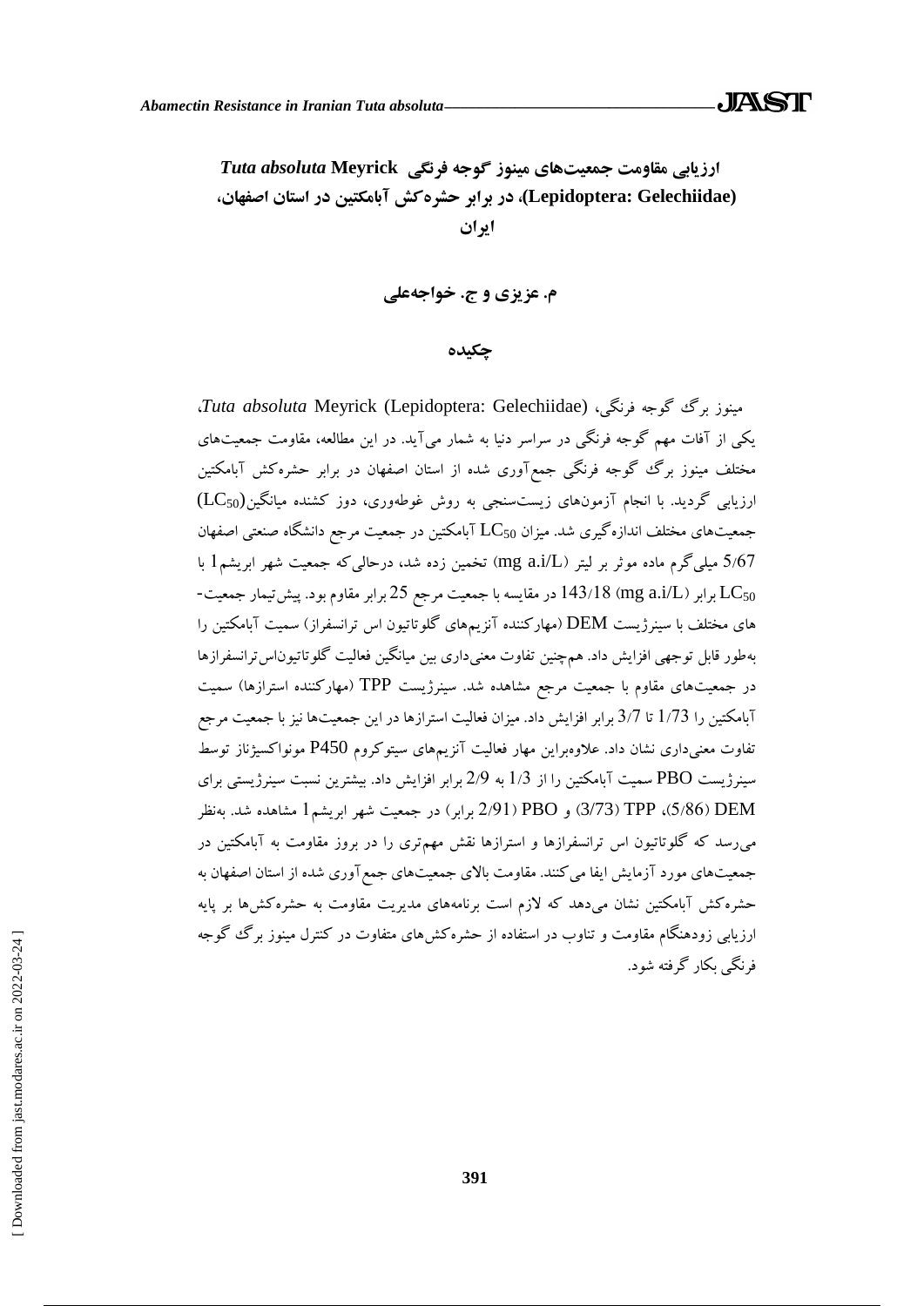# ارزیابی مقاومت جمعیت‌های مینوز گوجه فرنگی *Tuta absoluta* Meyrick (Lepidoptera: Gelechiidae)، در برابر حشره‌کش آبامکتین در استان اصفهان، ایران

**م. عزیزی و ج. خواجه‌علی**

## چکیده

مینوز برگ گوجه فرنگی، *Tuta absoluta* Meyrick (Lepidoptera: Gelechiidae)، یکی از آفات مهم گوجه فرنگی در سراسر دنیا به شمار می‌آید. در این مطالعه، مقاومت جمعیت‌های مختلف مینوز برگ گوجه فرنگی جمع‌آوری شده از استان اصفهان در برابر حشره‌کش آبامکتین ارزیابی گردید. با انجام آزمون‌های زیست‌سنجی به روش غوطه‌وری، دوز کشنده میانگین($LC_{50}$) جمعیت‌های مختلف اندازه‌گیری شد. میزان $LC_{50}$ آبامکتین در جمعیت مرجع دانشگاه صنعتی اصفهان 5/67 میلی‌گرم ماده موثر بر لیتر (mg a.i/L) تخمین زده شد، درحالی‌که جمعیت شهر ابریشم1 با $LC_{50}$ برابر (mg a.i/L) 143/18 در مقایسه با جمعیت مرجع 25 برابر مقاوم بود. پیش‌تیمار جمعیت‌های مختلف با سینرژیست DEM (مهارکننده آنزیم‌های گلوتاتیون اس ترانسفراز) سمیت آبامکتین را به‌طور قابل توجهی افزایش داد. هم‌چنین تفاوت معنی‌داری بین میانگین فعالیت گلوتاتیون‌اس‌ترانسفرازها در جمعیت‌های مقاوم با جمعیت مرجع مشاهده شد. سینرژیست TPP (مهارکننده استرازها) سمیت آبامکتین را 1/73 تا 3/7 برابر افزایش داد. میزان فعالیت استرازها در این جمعیت‌ها نیز با جمعیت مرجع تفاوت معنی‌داری نشان داد. علاوه‌براین مهار فعالیت آنزیم‌های سیتوکروم P450 مونواکسیژناز توسط سینرژیست PBO سمیت آبامکتین را از 1/3 به 2/9 برابر افزایش داد. بیشترین نسبت سینرژیستی برای DEM (5/86)، TPP (3/73) و PBO (2/91 برابر) در جمعیت شهر ابریشم1 مشاهده شد. به‌نظر می‌رسد که گلوتاتیون اس ترانسفرازها و استرازها نقش مهم‌تری را در بروز مقاومت به آبامکتین در جمعیت‌های مورد آزمایش ایفا می‌کنند. مقاومت بالای جمعیت‌های جمع‌آوری شده از استان اصفهان به حشره‌کش آبامکتین نشان می‌دهد که لازم است برنامه‌های مدیریت مقاومت به حشره‌کش‌ها بر پایه ارزیابی زودهنگام مقاومت و تناوب در استفاده از حشره‌کش‌های متفاوت در کنترل مینوز برگ گوجه فرنگی بکار گرفته شود.